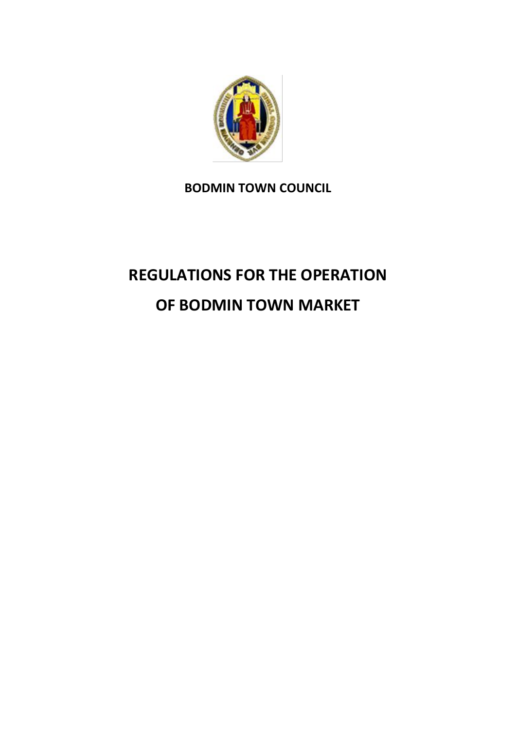**BODMIN TOWN COUNCIL**

# REGULATIONS FOR THE OPERATION OF BODMIN TOWN MARKET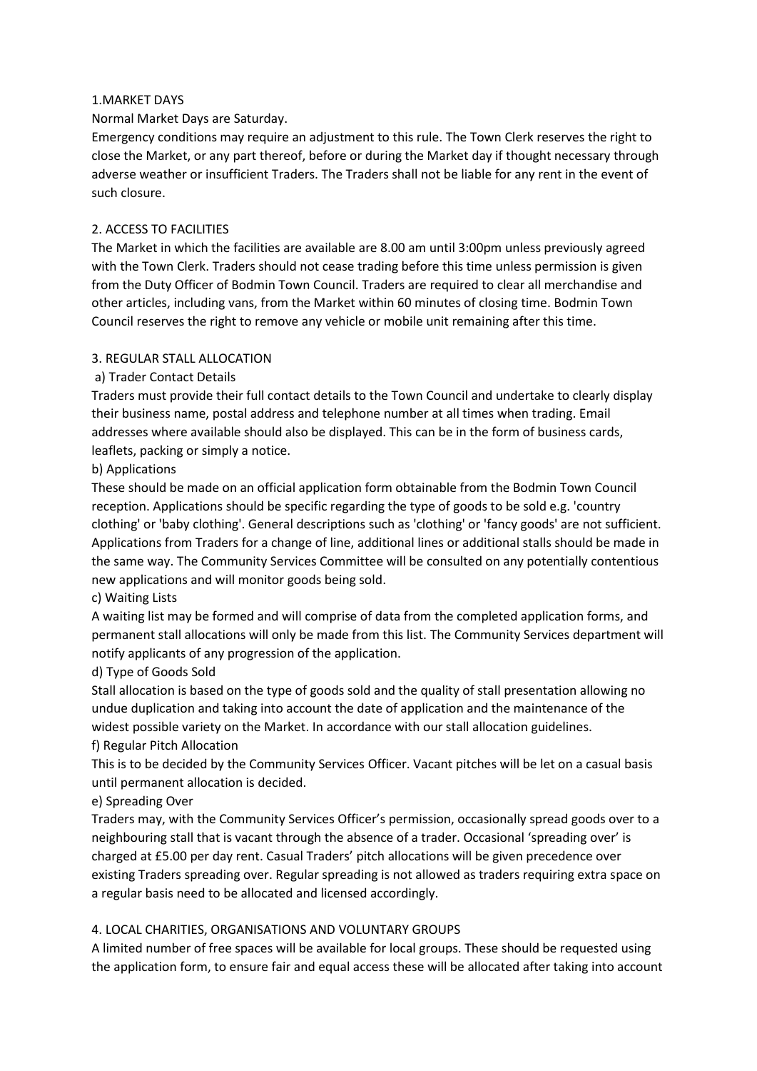## 1.MARKET DAYS

Normal Market Days are Saturday.

Emergency conditions may require an adjustment to this rule. The Town Clerk reserves the right to close the Market, or any part thereof, before or during the Market day if thought necessary through adverse weather or insufficient Traders. The Traders shall not be liable for any rent in the event of such closure.

## 2. ACCESS TO FACILITIES

The Market in which the facilities are available are 8.00 am until 3:00pm unless previously agreed with the Town Clerk. Traders should not cease trading before this time unless permission is given from the Duty Officer of Bodmin Town Council. Traders are required to clear all merchandise and other articles, including vans, from the Market within 60 minutes of closing time. Bodmin Town Council reserves the right to remove any vehicle or mobile unit remaining after this time.

## 3. REGULAR STALL ALLOCATION

### a) Trader Contact Details

Traders must provide their full contact details to the Town Council and undertake to clearly display their business name, postal address and telephone number at all times when trading. Email addresses where available should also be displayed. This can be in the form of business cards, leaflets, packing or simply a notice.

### b) Applications

These should be made on an official application form obtainable from the Bodmin Town Council reception. Applications should be specific regarding the type of goods to be sold e.g. 'country clothing' or 'baby clothing'. General descriptions such as 'clothing' or 'fancy goods' are not sufficient. Applications from Traders for a change of line, additional lines or additional stalls should be made in the same way. The Community Services Committee will be consulted on any potentially contentious new applications and will monitor goods being sold.

### c) Waiting Lists

A waiting list may be formed and will comprise of data from the completed application forms, and permanent stall allocations will only be made from this list. The Community Services department will notify applicants of any progression of the application.

### d) Type of Goods Sold

Stall allocation is based on the type of goods sold and the quality of stall presentation allowing no undue duplication and taking into account the date of application and the maintenance of the widest possible variety on the Market. In accordance with our stall allocation guidelines.

### f) Regular Pitch Allocation

This is to be decided by the Community Services Officer. Vacant pitches will be let on a casual basis until permanent allocation is decided.

### e) Spreading Over

Traders may, with the Community Services Officer's permission, occasionally spread goods over to a neighbouring stall that is vacant through the absence of a trader. Occasional 'spreading over' is charged at £5.00 per day rent. Casual Traders' pitch allocations will be given precedence over existing Traders spreading over. Regular spreading is not allowed as traders requiring extra space on a regular basis need to be allocated and licensed accordingly.

## 4. LOCAL CHARITIES, ORGANISATIONS AND VOLUNTARY GROUPS

A limited number of free spaces will be available for local groups. These should be requested using the application form, to ensure fair and equal access these will be allocated after taking into account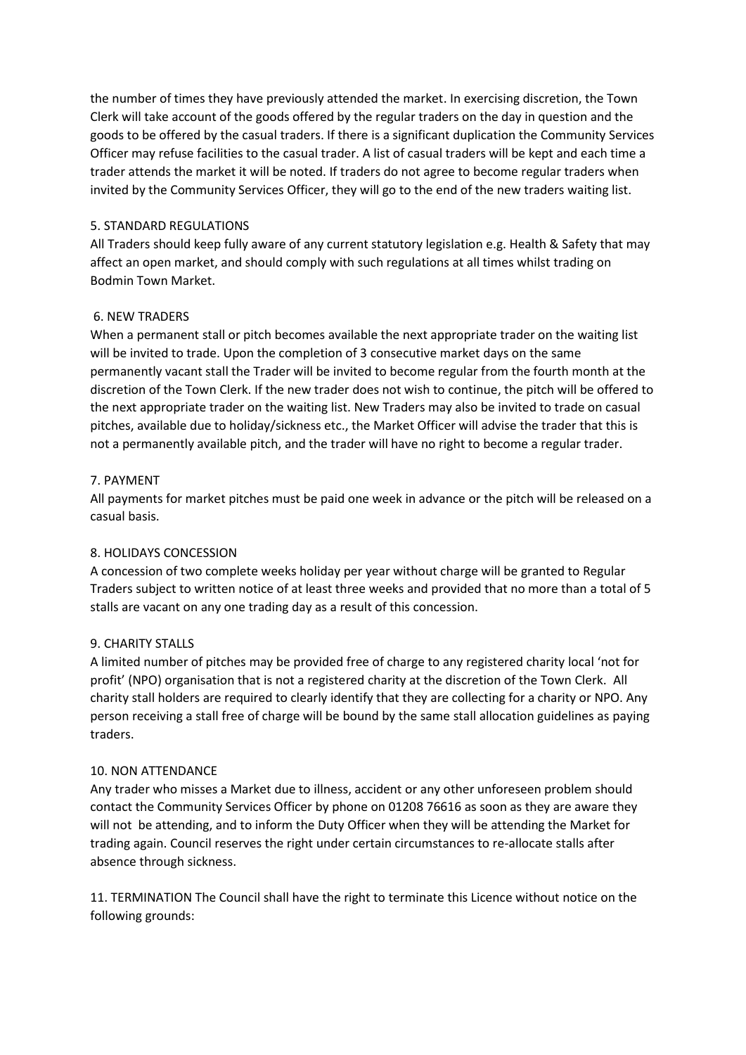the number of times they have previously attended the market. In exercising discretion, the Town Clerk will take account of the goods offered by the regular traders on the day in question and the goods to be offered by the casual traders. If there is a significant duplication the Community Services Officer may refuse facilities to the casual trader. A list of casual traders will be kept and each time a trader attends the market it will be noted. If traders do not agree to become regular traders when invited by the Community Services Officer, they will go to the end of the new traders waiting list.

## 5. STANDARD REGULATIONS

All Traders should keep fully aware of any current statutory legislation e.g. Health & Safety that may affect an open market, and should comply with such regulations at all times whilst trading on Bodmin Town Market.

## 6. NEW TRADERS

When a permanent stall or pitch becomes available the next appropriate trader on the waiting list will be invited to trade. Upon the completion of 3 consecutive market days on the same permanently vacant stall the Trader will be invited to become regular from the fourth month at the discretion of the Town Clerk. If the new trader does not wish to continue, the pitch will be offered to the next appropriate trader on the waiting list. New Traders may also be invited to trade on casual pitches, available due to holiday/sickness etc., the Market Officer will advise the trader that this is not a permanently available pitch, and the trader will have no right to become a regular trader.

## 7. PAYMENT

All payments for market pitches must be paid one week in advance or the pitch will be released on a casual basis.

## 8. HOLIDAYS CONCESSION

A concession of two complete weeks holiday per year without charge will be granted to Regular Traders subject to written notice of at least three weeks and provided that no more than a total of 5 stalls are vacant on any one trading day as a result of this concession.

## 9. CHARITY STALLS

A limited number of pitches may be provided free of charge to any registered charity local 'not for profit' (NPO) organisation that is not a registered charity at the discretion of the Town Clerk. All charity stall holders are required to clearly identify that they are collecting for a charity or NPO. Any person receiving a stall free of charge will be bound by the same stall allocation guidelines as paying traders.

## 10. NON ATTENDANCE

Any trader who misses a Market due to illness, accident or any other unforeseen problem should contact the Community Services Officer by phone on 01208 76616 as soon as they are aware they will not be attending, and to inform the Duty Officer when they will be attending the Market for trading again. Council reserves the right under certain circumstances to re-allocate stalls after absence through sickness.

## 11. TERMINATION

The Council shall have the right to terminate this Licence without notice on the following grounds: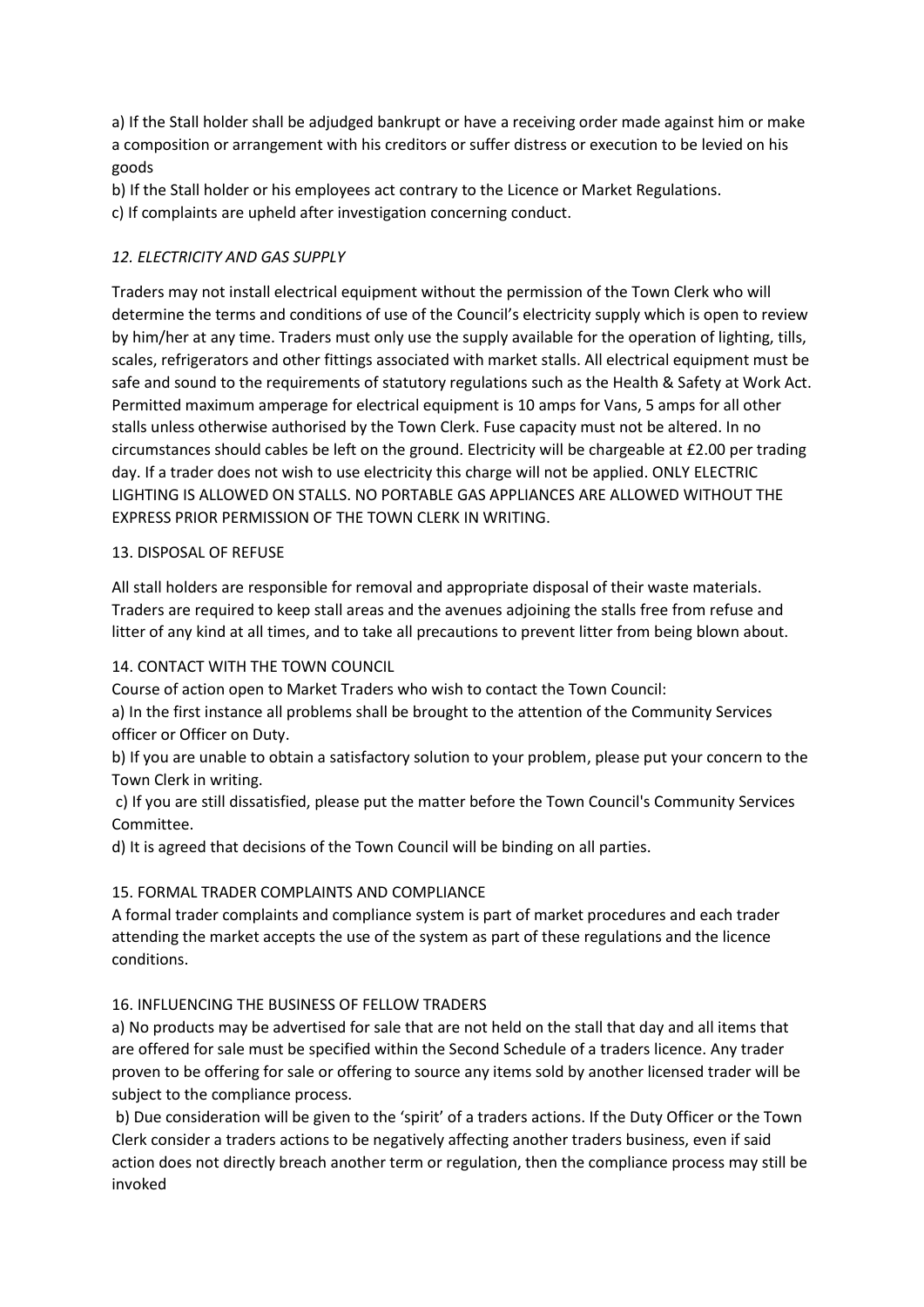a) If the Stall holder shall be adjudged bankrupt or have a receiving order made against him or make a composition or arrangement with his creditors or suffer distress or execution to be levied on his goods

b) If the Stall holder or his employees act contrary to the Licence or Market Regulations.

c) If complaints are upheld after investigation concerning conduct.

### *12. ELECTRICITY AND GAS SUPPLY*

Traders may not install electrical equipment without the permission of the Town Clerk who will determine the terms and conditions of use of the Council's electricity supply which is open to review by him/her at any time. Traders must only use the supply available for the operation of lighting, tills, scales, refrigerators and other fittings associated with market stalls. All electrical equipment must be safe and sound to the requirements of statutory regulations such as the Health & Safety at Work Act. Permitted maximum amperage for electrical equipment is 10 amps for Vans, 5 amps for all other stalls unless otherwise authorised by the Town Clerk. Fuse capacity must not be altered. In no circumstances should cables be left on the ground. Electricity will be chargeable at £2.00 per trading day. If a trader does not wish to use electricity this charge will not be applied. ONLY ELECTRIC LIGHTING IS ALLOWED ON STALLS. NO PORTABLE GAS APPLIANCES ARE ALLOWED WITHOUT THE EXPRESS PRIOR PERMISSION OF THE TOWN CLERK IN WRITING.

### 13. DISPOSAL OF REFUSE

All stall holders are responsible for removal and appropriate disposal of their waste materials. Traders are required to keep stall areas and the avenues adjoining the stalls free from refuse and litter of any kind at all times, and to take all precautions to prevent litter from being blown about.

### 14. CONTACT WITH THE TOWN COUNCIL

Course of action open to Market Traders who wish to contact the Town Council:

a) In the first instance all problems shall be brought to the attention of the Community Services officer or Officer on Duty.

b) If you are unable to obtain a satisfactory solution to your problem, please put your concern to the Town Clerk in writing.

c) If you are still dissatisfied, please put the matter before the Town Council's Community Services Committee.

d) It is agreed that decisions of the Town Council will be binding on all parties.

### 15. FORMAL TRADER COMPLAINTS AND COMPLIANCE

A formal trader complaints and compliance system is part of market procedures and each trader attending the market accepts the use of the system as part of these regulations and the licence conditions.

### 16. INFLUENCING THE BUSINESS OF FELLOW TRADERS

a) No products may be advertised for sale that are not held on the stall that day and all items that are offered for sale must be specified within the Second Schedule of a traders licence. Any trader proven to be offering for sale or offering to source any items sold by another licensed trader will be subject to the compliance process.

b) Due consideration will be given to the 'spirit' of a traders actions. If the Duty Officer or the Town Clerk consider a traders actions to be negatively affecting another traders business, even if said action does not directly breach another term or regulation, then the compliance process may still be invoked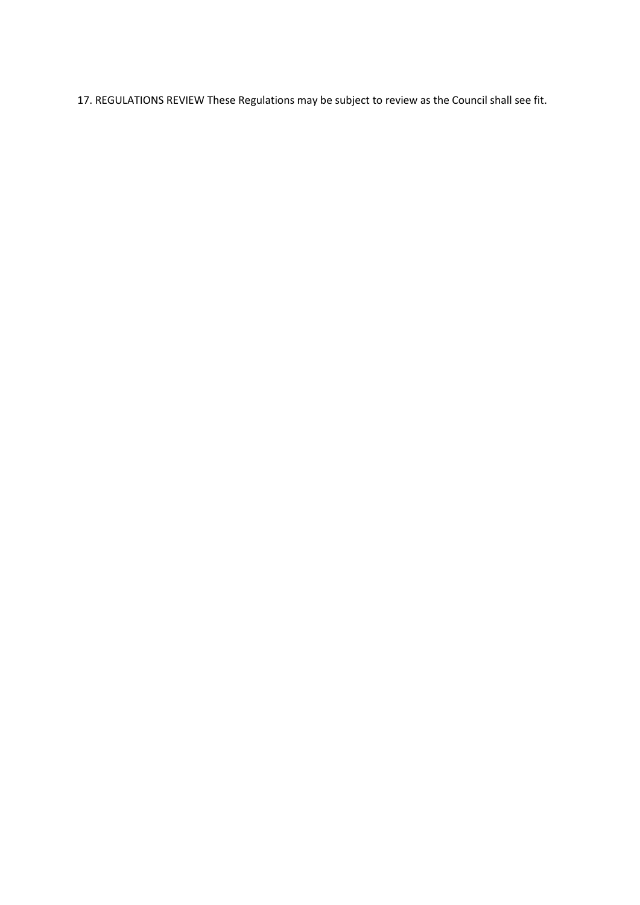17. REGULATIONS REVIEW These Regulations may be subject to review as the Council shall see fit.